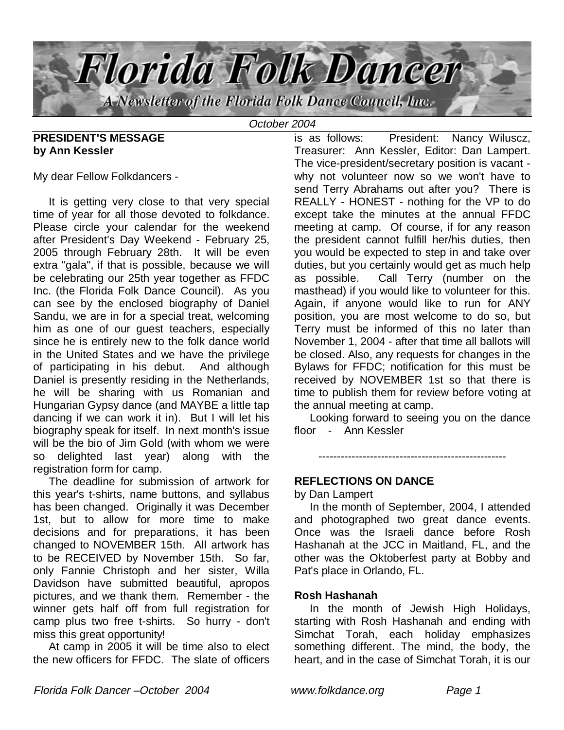# Florida Folk Dancer

A Newsletter of the Florida Folk Dance Council, Inc.

*October 2004*

## PRESIDENT'S MESSAGE
**by Ann Kessler**

My dear Fellow Folkdancers -

It is getting very close to that very special time of year for all those devoted to folkdance. Please circle your calendar for the weekend after President's Day Weekend - February 25, 2005 through February 28th. It will be even extra "gala", if that is possible, because we will be celebrating our 25th year together as FFDC Inc. (the Florida Folk Dance Council). As you can see by the enclosed biography of Daniel Sandu, we are in for a special treat, welcoming him as one of our guest teachers, especially since he is entirely new to the folk dance world in the United States and we have the privilege of participating in his debut. And although Daniel is presently residing in the Netherlands, he will be sharing with us Romanian and Hungarian Gypsy dance (and MAYBE a little tap dancing if we can work it in). But I will let his biography speak for itself. In next month's issue will be the bio of Jim Gold (with whom we were so delighted last year) along with the registration form for camp.

The deadline for submission of artwork for this year's t-shirts, name buttons, and syllabus has been changed. Originally it was December 1st, but to allow for more time to make decisions and for preparations, it has been changed to NOVEMBER 15th. All artwork has to be RECEIVED by November 15th. So far, only Fannie Christoph and her sister, Willa Davidson have submitted beautiful, apropos pictures, and we thank them. Remember - the winner gets half off from full registration for camp plus two free t-shirts. So hurry - don't miss this great opportunity!

At camp in 2005 it will be time also to elect the new officers for FFDC. The slate of officers is as follows: President: Nancy Wiluscz, Treasurer: Ann Kessler, Editor: Dan Lampert. The vice-president/secretary position is vacant - why not volunteer now so we won't have to send Terry Abrahams out after you? There is REALLY - HONEST - nothing for the VP to do except take the minutes at the annual FFDC meeting at camp. Of course, if for any reason the president cannot fulfill her/his duties, then you would be expected to step in and take over duties, but you certainly would get as much help as possible. Call Terry (number on the masthead) if you would like to volunteer for this. Again, if anyone would like to run for ANY position, you are most welcome to do so, but Terry must be informed of this no later than November 1, 2004 - after that time all ballots will be closed. Also, any requests for changes in the Bylaws for FFDC; notification for this must be received by NOVEMBER 1st so that there is time to publish them for review before voting at the annual meeting at camp.

Looking forward to seeing you on the dance floor - Ann Kessler

---

## REFLECTIONS ON DANCE

by Dan Lampert

In the month of September, 2004, I attended and photographed two great dance events. Once was the Israeli dance before Rosh Hashanah at the JCC in Maitland, FL, and the other was the Oktoberfest party at Bobby and Pat's place in Orlando, FL.

### Rosh Hashanah

In the month of Jewish High Holidays, starting with Rosh Hashanah and ending with Simchat Torah, each holiday emphasizes something different. The mind, the body, the heart, and in the case of Simchat Torah, it is our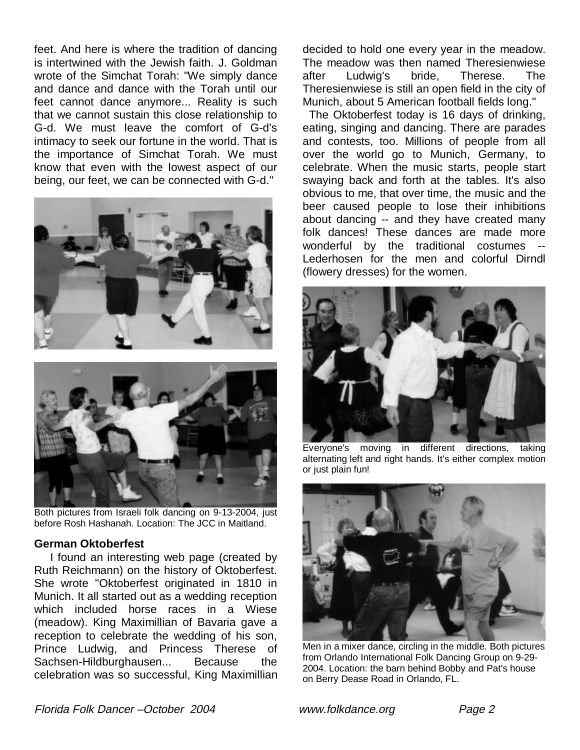feet. And here is where the tradition of dancing is intertwined with the Jewish faith. J. Goldman wrote of the Simchat Torah: "We simply dance and dance and dance with the Torah until our feet cannot dance anymore... Reality is such that we cannot sustain this close relationship to G-d. We must leave the comfort of G-d's intimacy to seek our fortune in the world. That is the importance of Simchat Torah. We must know that even with the lowest aspect of our being, our feet, we can be connected with G-d."

Both pictures from Israeli folk dancing on 9-13-2004, just before Rosh Hashanah. Location: The JCC in Maitland.

### German Oktoberfest

I found an interesting web page (created by Ruth Reichmann) on the history of Oktoberfest. She wrote "Oktoberfest originated in 1810 in Munich. It all started out as a wedding reception which included horse races in a Wiese (meadow). King Maximillian of Bavaria gave a reception to celebrate the wedding of his son, Prince Ludwig, and Princess Therese of Sachsen-Hildburghausen... Because the celebration was so successful, King Maximillian decided to hold one every year in the meadow. The meadow was then named Theresienwiese after Ludwig's bride, Therese. The Theresienwiese is still an open field in the city of Munich, about 5 American football fields long."

The Oktoberfest today is 16 days of drinking, eating, singing and dancing. There are parades and contests, too. Millions of people from all over the world go to Munich, Germany, to celebrate. When the music starts, people start swaying back and forth at the tables. It's also obvious to me, that over time, the music and the beer caused people to lose their inhibitions about dancing -- and they have created many folk dances! These dances are made more wonderful by the traditional costumes -- Lederhosen for the men and colorful Dirndl (flowery dresses) for the women.

Everyone's moving in different directions, taking alternating left and right hands. It's either complex motion or just plain fun!

Men in a mixer dance, circling in the middle. Both pictures from Orlando International Folk Dancing Group on 9-29-2004. Location: the barn behind Bobby and Pat's house on Berry Dease Road in Orlando, FL.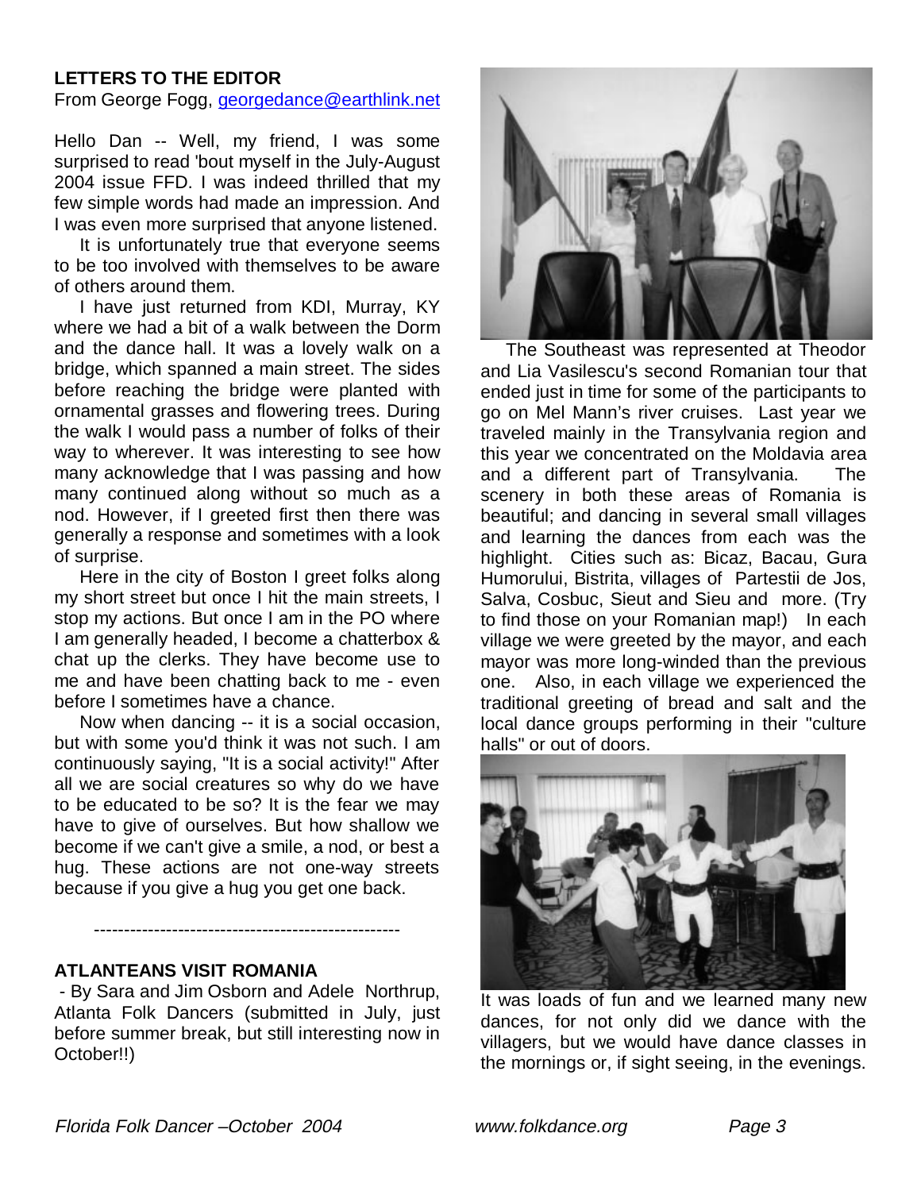## LETTERS TO THE EDITOR

From George Fogg, georgedance@earthlink.net

Hello Dan -- Well, my friend, I was some surprised to read 'bout myself in the July-August 2004 issue FFD. I was indeed thrilled that my few simple words had made an impression. And I was even more surprised that anyone listened.

It is unfortunately true that everyone seems to be too involved with themselves to be aware of others around them.

I have just returned from KDI, Murray, KY where we had a bit of a walk between the Dorm and the dance hall. It was a lovely walk on a bridge, which spanned a main street. The sides before reaching the bridge were planted with ornamental grasses and flowering trees. During the walk I would pass a number of folks of their way to wherever. It was interesting to see how many acknowledge that I was passing and how many continued along without so much as a nod. However, if I greeted first then there was generally a response and sometimes with a look of surprise.

Here in the city of Boston I greet folks along my short street but once I hit the main streets, I stop my actions. But once I am in the PO where I am generally headed, I become a chatterbox & chat up the clerks. They have become use to me and have been chatting back to me - even before I sometimes have a chance.

Now when dancing -- it is a social occasion, but with some you'd think it was not such. I am continuously saying, "It is a social activity!" After all we are social creatures so why do we have to be educated to be so? It is the fear we may have to give of ourselves. But how shallow we become if we can't give a smile, a nod, or best a hug. These actions are not one-way streets because if you give a hug you get one back.

---

## ATLANTEANS VISIT ROMANIA

- By Sara and Jim Osborn and Adele Northrup, Atlanta Folk Dancers (submitted in July, just before summer break, but still interesting now in October!!)

The Southeast was represented at Theodor and Lia Vasilescu's second Romanian tour that ended just in time for some of the participants to go on Mel Mann's river cruises. Last year we traveled mainly in the Transylvania region and this year we concentrated on the Moldavia area and a different part of Transylvania. The scenery in both these areas of Romania is beautiful; and dancing in several small villages and learning the dances from each was the highlight. Cities such as: Bicaz, Bacau, Gura Humorului, Bistrita, villages of Partestii de Jos, Salva, Cosbuc, Sieut and Sieu and more. (Try to find those on your Romanian map!) In each village we were greeted by the mayor, and each mayor was more long-winded than the previous one. Also, in each village we experienced the traditional greeting of bread and salt and the local dance groups performing in their "culture halls" or out of doors.

It was loads of fun and we learned many new dances, for not only did we dance with the villagers, but we would have dance classes in the mornings or, if sight seeing, in the evenings.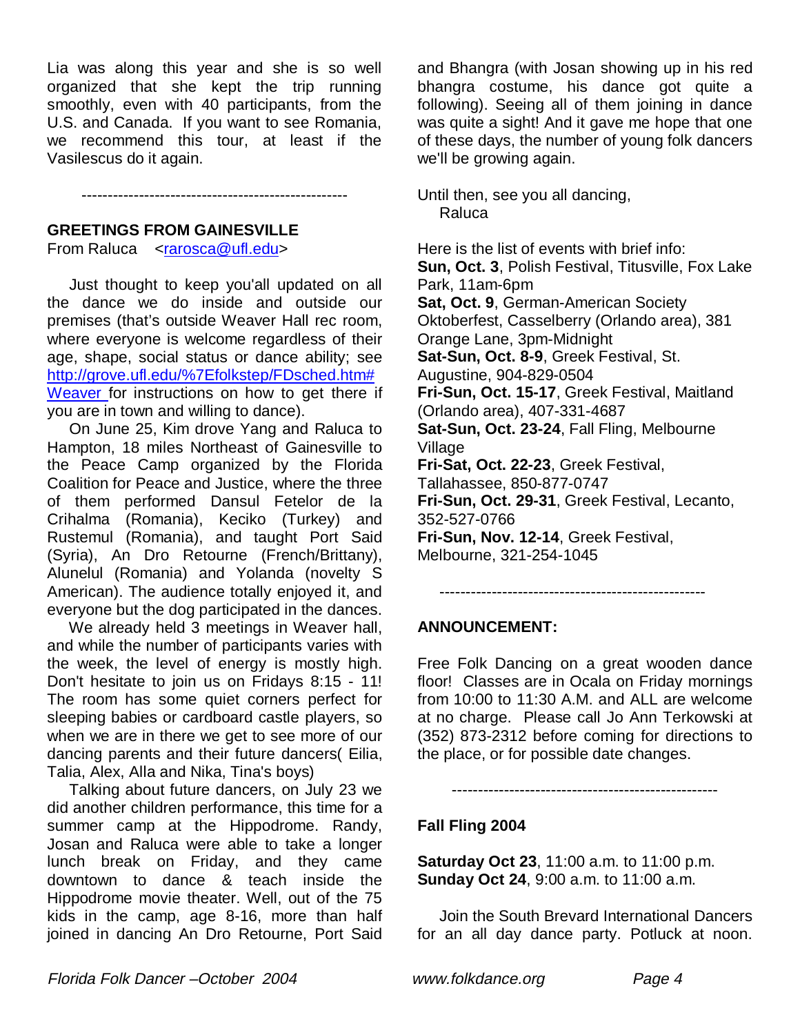Lia was along this year and she is so well organized that she kept the trip running smoothly, even with 40 participants, from the U.S. and Canada. If you want to see Romania, we recommend this tour, at least if the Vasilescus do it again.

---------------------------------------------------

## GREETINGS FROM GAINESVILLE

From Raluca <rarosca@ufl.edu>

Just thought to keep you'all updated on all the dance we do inside and outside our premises (that's outside Weaver Hall rec room, where everyone is welcome regardless of their age, shape, social status or dance ability; see http://grove.ufl.edu/%7Efolkstep/FDsched.htm#Weaver for instructions on how to get there if you are in town and willing to dance).

On June 25, Kim drove Yang and Raluca to Hampton, 18 miles Northeast of Gainesville to the Peace Camp organized by the Florida Coalition for Peace and Justice, where the three of them performed Dansul Fetelor de la Crihalma (Romania), Keciko (Turkey) and Rustemul (Romania), and taught Port Said (Syria), An Dro Retourne (French/Brittany), Alunelul (Romania) and Yolanda (novelty S American). The audience totally enjoyed it, and everyone but the dog participated in the dances.

We already held 3 meetings in Weaver hall, and while the number of participants varies with the week, the level of energy is mostly high. Don't hesitate to join us on Fridays 8:15 - 11! The room has some quiet corners perfect for sleeping babies or cardboard castle players, so when we are in there we get to see more of our dancing parents and their future dancers( Eilia, Talia, Alex, Alla and Nika, Tina's boys)

Talking about future dancers, on July 23 we did another children performance, this time for a summer camp at the Hippodrome. Randy, Josan and Raluca were able to take a longer lunch break on Friday, and they came downtown to dance & teach inside the Hippodrome movie theater. Well, out of the 75 kids in the camp, age 8-16, more than half joined in dancing An Dro Retourne, Port Said and Bhangra (with Josan showing up in his red bhangra costume, his dance got quite a following). Seeing all of them joining in dance was quite a sight! And it gave me hope that one of these days, the number of young folk dancers we'll be growing again.

Until then, see you all dancing,
Raluca

Here is the list of events with brief info:
**Sun, Oct. 3**, Polish Festival, Titusville, Fox Lake Park, 11am-6pm
**Sat, Oct. 9**, German-American Society Oktoberfest, Casselberry (Orlando area), 381 Orange Lane, 3pm-Midnight
**Sat-Sun, Oct. 8-9**, Greek Festival, St. Augustine, 904-829-0504
**Fri-Sun, Oct. 15-17**, Greek Festival, Maitland (Orlando area), 407-331-4687
**Sat-Sun, Oct. 23-24**, Fall Fling, Melbourne Village
**Fri-Sat, Oct. 22-23**, Greek Festival, Tallahassee, 850-877-0747
**Fri-Sun, Oct. 29-31**, Greek Festival, Lecanto, 352-527-0766
**Fri-Sun, Nov. 12-14**, Greek Festival, Melbourne, 321-254-1045

---------------------------------------------------

## ANNOUNCEMENT:

Free Folk Dancing on a great wooden dance floor! Classes are in Ocala on Friday mornings from 10:00 to 11:30 A.M. and ALL are welcome at no charge. Please call Jo Ann Terkowski at (352) 873-2312 before coming for directions to the place, or for possible date changes.

---------------------------------------------------

## Fall Fling 2004

**Saturday Oct 23**, 11:00 a.m. to 11:00 p.m.
**Sunday Oct 24**, 9:00 a.m. to 11:00 a.m.

Join the South Brevard International Dancers for an all day dance party. Potluck at noon.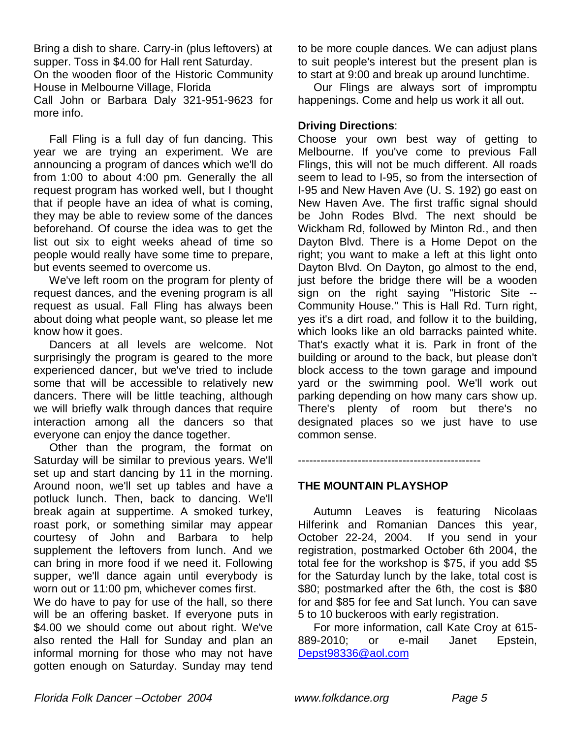Bring a dish to share. Carry-in (plus leftovers) at supper. Toss in $4.00 for Hall rent Saturday.
On the wooden floor of the Historic Community House in Melbourne Village, Florida
Call John or Barbara Daly 321-951-9623 for more info.

Fall Fling is a full day of fun dancing. This year we are trying an experiment. We are announcing a program of dances which we'll do from 1:00 to about 4:00 pm. Generally the all request program has worked well, but I thought that if people have an idea of what is coming, they may be able to review some of the dances beforehand. Of course the idea was to get the list out six to eight weeks ahead of time so people would really have some time to prepare, but events seemed to overcome us.

We've left room on the program for plenty of request dances, and the evening program is all request as usual. Fall Fling has always been about doing what people want, so please let me know how it goes.

Dancers at all levels are welcome. Not surprisingly the program is geared to the more experienced dancer, but we've tried to include some that will be accessible to relatively new dancers. There will be little teaching, although we will briefly walk through dances that require interaction among all the dancers so that everyone can enjoy the dance together.

Other than the program, the format on Saturday will be similar to previous years. We'll set up and start dancing by 11 in the morning. Around noon, we'll set up tables and have a potluck lunch. Then, back to dancing. We'll break again at suppertime. A smoked turkey, roast pork, or something similar may appear courtesy of John and Barbara to help supplement the leftovers from lunch. And we can bring in more food if we need it. Following supper, we'll dance again until everybody is worn out or 11:00 pm, whichever comes first.
We do have to pay for use of the hall, so there will be an offering basket. If everyone puts in $4.00 we should come out about right. We've also rented the Hall for Sunday and plan an informal morning for those who may not have gotten enough on Saturday. Sunday may tend to be more couple dances. We can adjust plans to suit people's interest but the present plan is to start at 9:00 and break up around lunchtime.

Our Flings are always sort of impromptu happenings. Come and help us work it all out.

**Driving Directions**:
Choose your own best way of getting to Melbourne. If you've come to previous Fall Flings, this will not be much different. All roads seem to lead to I-95, so from the intersection of I-95 and New Haven Ave (U. S. 192) go east on New Haven Ave. The first traffic signal should be John Rodes Blvd. The next should be Wickham Rd, followed by Minton Rd., and then Dayton Blvd. There is a Home Depot on the right; you want to make a left at this light onto Dayton Blvd. On Dayton, go almost to the end, just before the bridge there will be a wooden sign on the right saying "Historic Site -- Community House." This is Hall Rd. Turn right, yes it's a dirt road, and follow it to the building, which looks like an old barracks painted white. That's exactly what it is. Park in front of the building or around to the back, but please don't block access to the town garage and impound yard or the swimming pool. We'll work out parking depending on how many cars show up. There's plenty of room but there's no designated places so we just have to use common sense.

-------------------------------------------------

**THE MOUNTAIN PLAYSHOP**

Autumn Leaves is featuring Nicolaas Hilferink and Romanian Dances this year, October 22-24, 2004. If you send in your registration, postmarked October 6th 2004, the total fee for the workshop is $75, if you add $5 for the Saturday lunch by the lake, total cost is $80; postmarked after the 6th, the cost is $80 for and $85 for fee and Sat lunch. You can save 5 to 10 buckeroos with early registration.

For more information, call Kate Croy at 615-889-2010; or e-mail Janet Epstein, Depst98336@aol.com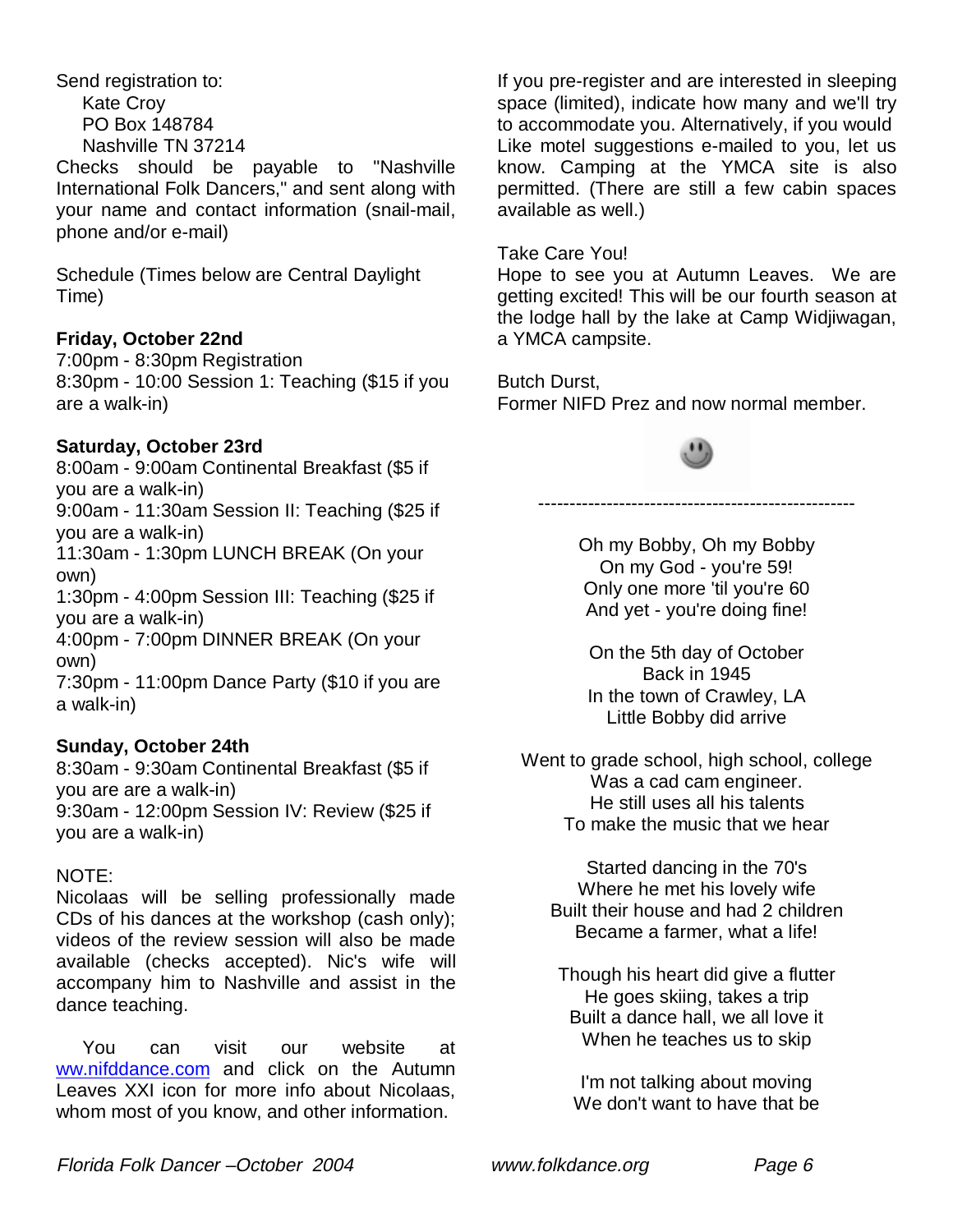Send registration to:

Kate Croy
PO Box 148784
Nashville TN 37214

Checks should be payable to "Nashville International Folk Dancers," and sent along with your name and contact information (snail-mail, phone and/or e-mail)

Schedule (Times below are Central Daylight Time)

**Friday, October 22nd**

7:00pm - 8:30pm Registration
8:30pm - 10:00 Session 1: Teaching ($15 if you are a walk-in)

**Saturday, October 23rd**

8:00am - 9:00am Continental Breakfast ($5 if you are a walk-in)
9:00am - 11:30am Session II: Teaching ($25 if you are a walk-in)
11:30am - 1:30pm LUNCH BREAK (On your own)
1:30pm - 4:00pm Session III: Teaching ($25 if you are a walk-in)
4:00pm - 7:00pm DINNER BREAK (On your own)
7:30pm - 11:00pm Dance Party ($10 if you are a walk-in)

**Sunday, October 24th**

8:30am - 9:30am Continental Breakfast ($5 if you are are a walk-in)
9:30am - 12:00pm Session IV: Review ($25 if you are a walk-in)

NOTE:
Nicolaas will be selling professionally made CDs of his dances at the workshop (cash only); videos of the review session will also be made available (checks accepted). Nic's wife will accompany him to Nashville and assist in the dance teaching.

You can visit our website at ww.nifddance.com and click on the Autumn Leaves XXI icon for more info about Nicolaas, whom most of you know, and other information.

If you pre-register and are interested in sleeping space (limited), indicate how many and we'll try to accommodate you. Alternatively, if you would Like motel suggestions e-mailed to you, let us know. Camping at the YMCA site is also permitted. (There are still a few cabin spaces available as well.)

Take Care You!
Hope to see you at Autumn Leaves. We are getting excited! This will be our fourth season at the lodge hall by the lake at Camp Widjiwagan, a YMCA campsite.

Butch Durst,
Former NIFD Prez and now normal member.

---

Oh my Bobby, Oh my Bobby
On my God - you're 59!
Only one more 'til you're 60
And yet - you're doing fine!

On the 5th day of October
Back in 1945
In the town of Crawley, LA
Little Bobby did arrive

Went to grade school, high school, college
Was a cad cam engineer.
He still uses all his talents
To make the music that we hear

Started dancing in the 70's
Where he met his lovely wife
Built their house and had 2 children
Became a farmer, what a life!

Though his heart did give a flutter
He goes skiing, takes a trip
Built a dance hall, we all love it
When he teaches us to skip

I'm not talking about moving
We don't want to have that be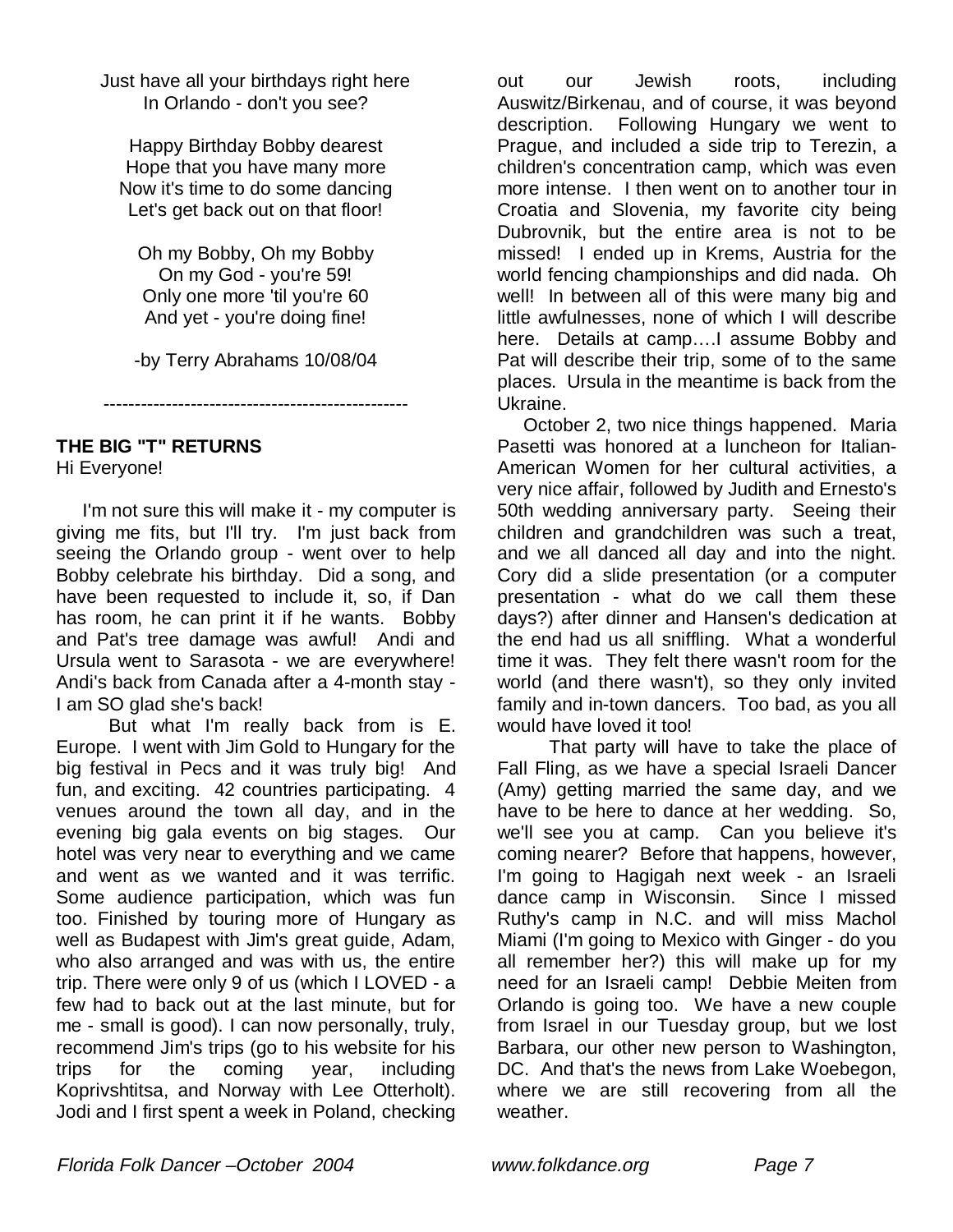Just have all your birthdays right here
In Orlando - don't you see?

Happy Birthday Bobby dearest
Hope that you have many more
Now it's time to do some dancing
Let's get back out on that floor!

Oh my Bobby, Oh my Bobby
On my God - you're 59!
Only one more 'til you're 60
And yet - you're doing fine!

-by Terry Abrahams 10/08/04

---

**THE BIG "T" RETURNS**

Hi Everyone!

I'm not sure this will make it - my computer is giving me fits, but I'll try. I'm just back from seeing the Orlando group - went over to help Bobby celebrate his birthday. Did a song, and have been requested to include it, so, if Dan has room, he can print it if he wants. Bobby and Pat's tree damage was awful! Andi and Ursula went to Sarasota - we are everywhere! Andi's back from Canada after a 4-month stay - I am SO glad she's back!

But what I'm really back from is E. Europe. I went with Jim Gold to Hungary for the big festival in Pecs and it was truly big! And fun, and exciting. 42 countries participating. 4 venues around the town all day, and in the evening big gala events on big stages. Our hotel was very near to everything and we came and went as we wanted and it was terrific. Some audience participation, which was fun too. Finished by touring more of Hungary as well as Budapest with Jim's great guide, Adam, who also arranged and was with us, the entire trip. There were only 9 of us (which I LOVED - a few had to back out at the last minute, but for me - small is good). I can now personally, truly, recommend Jim's trips (go to his website for his trips for the coming year, including Koprivshtitsa, and Norway with Lee Otterholt). Jodi and I first spent a week in Poland, checking out our Jewish roots, including Auswitz/Birkenau, and of course, it was beyond description. Following Hungary we went to Prague, and included a side trip to Terezin, a children's concentration camp, which was even more intense. I then went on to another tour in Croatia and Slovenia, my favorite city being Dubrovnik, but the entire area is not to be missed! I ended up in Krems, Austria for the world fencing championships and did nada. Oh well! In between all of this were many big and little awfulnesses, none of which I will describe here. Details at camp….I assume Bobby and Pat will describe their trip, some of to the same places. Ursula in the meantime is back from the Ukraine.

October 2, two nice things happened. Maria Pasetti was honored at a luncheon for Italian-American Women for her cultural activities, a very nice affair, followed by Judith and Ernesto's 50th wedding anniversary party. Seeing their children and grandchildren was such a treat, and we all danced all day and into the night. Cory did a slide presentation (or a computer presentation - what do we call them these days?) after dinner and Hansen's dedication at the end had us all sniffling. What a wonderful time it was. They felt there wasn't room for the world (and there wasn't), so they only invited family and in-town dancers. Too bad, as you all would have loved it too!

That party will have to take the place of Fall Fling, as we have a special Israeli Dancer (Amy) getting married the same day, and we have to be here to dance at her wedding. So, we'll see you at camp. Can you believe it's coming nearer? Before that happens, however, I'm going to Hagigah next week - an Israeli dance camp in Wisconsin. Since I missed Ruthy's camp in N.C. and will miss Machol Miami (I'm going to Mexico with Ginger - do you all remember her?) this will make up for my need for an Israeli camp! Debbie Meiten from Orlando is going too. We have a new couple from Israel in our Tuesday group, but we lost Barbara, our other new person to Washington, DC. And that's the news from Lake Woebegon, where we are still recovering from all the weather.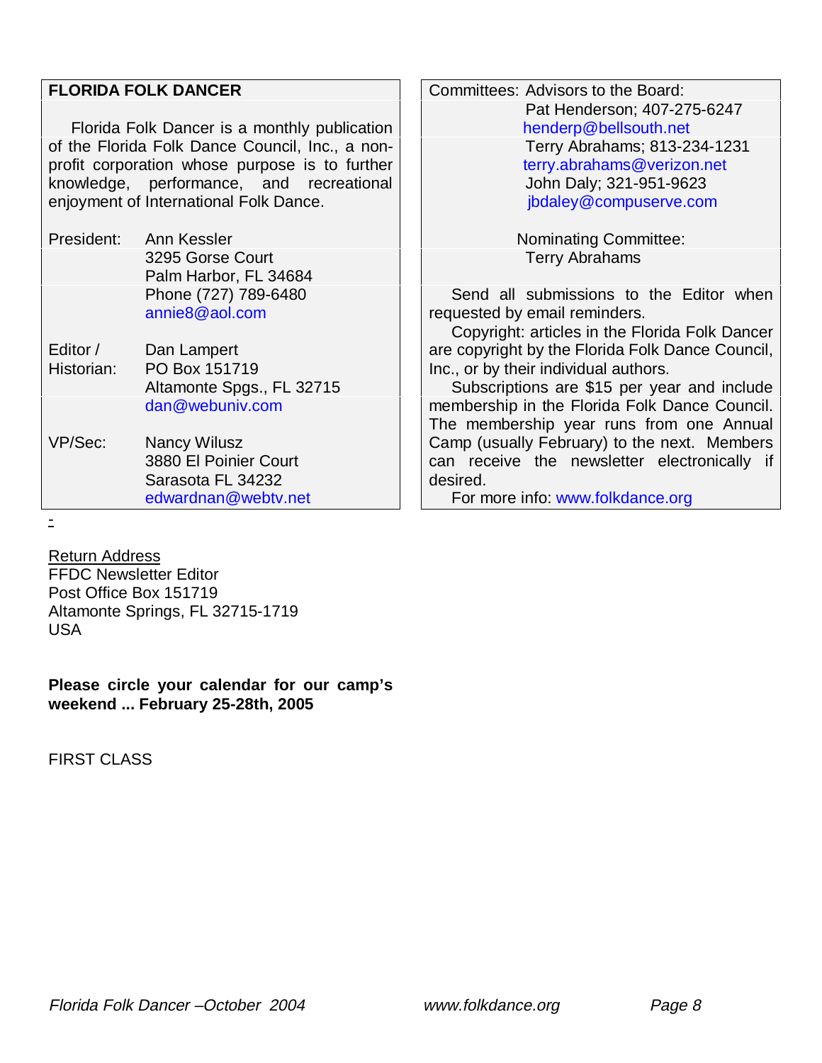**FLORIDA FOLK DANCER**

Florida Folk Dancer is a monthly publication of the Florida Folk Dance Council, Inc., a non-profit corporation whose purpose is to further knowledge, performance, and recreational enjoyment of International Folk Dance.

| | |
|---|---|
| President: | Ann Kessler<br>3295 Gorse Court<br>Palm Harbor, FL 34684<br>Phone (727) 789-6480<br>annie8@aol.com |
| Editor / Historian: | Dan Lampert<br>PO Box 151719<br>Altamonte Spgs., FL 32715<br>dan@webuniv.com |
| VP/Sec: | Nancy Wilusz<br>3880 El Poinier Court<br>Sarasota FL 34232<br>edwardnan@webtv.net |

Committees: Advisors to the Board:

Pat Henderson; 407-275-6247
henderp@bellsouth.net

Terry Abrahams; 813-234-1231
terry.abrahams@verizon.net

John Daly; 321-951-9623
jbdaley@compuserve.com

Nominating Committee:
Terry Abrahams

Send all submissions to the Editor when requested by email reminders.

Copyright: articles in the Florida Folk Dancer are copyright by the Florida Folk Dance Council, Inc., or by their individual authors.

Subscriptions are $15 per year and include membership in the Florida Folk Dance Council. The membership year runs from one Annual Camp (usually February) to the next. Members can receive the newsletter electronically if desired.

For more info: www.folkdance.org

-

Return Address
FFDC Newsletter Editor
Post Office Box 151719
Altamonte Springs, FL 32715-1719
USA

**Please circle your calendar for our camp's weekend ... February 25-28th, 2005**

FIRST CLASS